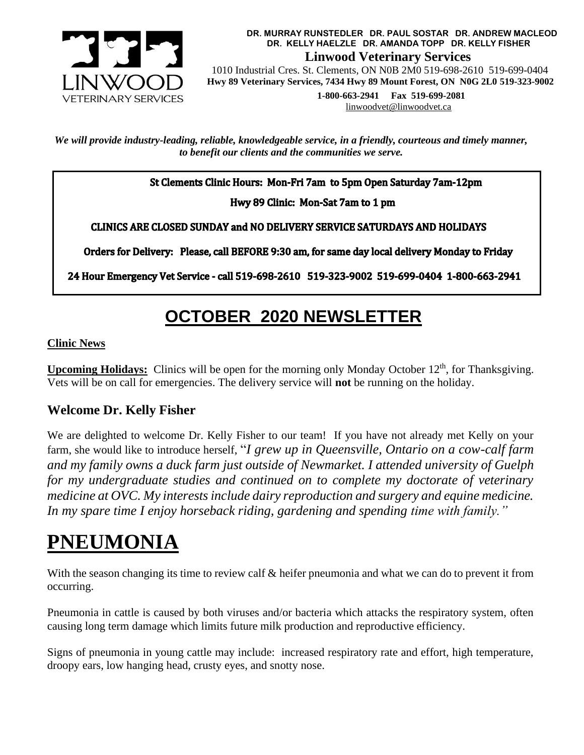**DR. MURRAY RUNSTEDLER DR. PAUL SOSTAR DR. ANDREW MACLEOD**
**DR. KELLY HAELZLE DR. AMANDA TOPP DR. KELLY FISHER**

**Linwood Veterinary Services**

1010 Industrial Cres. St. Clements, ON N0B 2M0 519-698-2610 519-699-0404
**Hwy 89 Veterinary Services, 7434 Hwy 89 Mount Forest, ON N0G 2L0 519-323-9002**

**1-800-663-2941 Fax 519-699-2081**
linwoodvet@linwoodvet.ca

***We will provide industry-leading, reliable, knowledgeable service, in a friendly, courteous and timely manner, to benefit our clients and the communities we serve.***

**St Clements Clinic Hours: Mon-Fri 7am to 5pm Open Saturday 7am-12pm**

**Hwy 89 Clinic: Mon-Sat 7am to 1 pm**

**CLINICS ARE CLOSED SUNDAY and NO DELIVERY SERVICE SATURDAYS AND HOLIDAYS**

**Orders for Delivery: Please, call BEFORE 9:30 am, for same day local delivery Monday to Friday**

**24 Hour Emergency Vet Service - call 519-698-2610 519-323-9002 519-699-0404 1-800-663-2941**

# OCTOBER 2020 NEWSLETTER

**Clinic News**

**Upcoming Holidays:** Clinics will be open for the morning only Monday October 12th, for Thanksgiving. Vets will be on call for emergencies. The delivery service will **not** be running on the holiday.

## Welcome Dr. Kelly Fisher

We are delighted to welcome Dr. Kelly Fisher to our team! If you have not already met Kelly on your farm, she would like to introduce herself, "*I grew up in Queensville, Ontario on a cow-calf farm and my family owns a duck farm just outside of Newmarket. I attended university of Guelph for my undergraduate studies and continued on to complete my doctorate of veterinary medicine at OVC. My interests include dairy reproduction and surgery and equine medicine. In my spare time I enjoy horseback riding, gardening and spending time with family.*"

# PNEUMONIA

With the season changing its time to review calf & heifer pneumonia and what we can do to prevent it from occurring.

Pneumonia in cattle is caused by both viruses and/or bacteria which attacks the respiratory system, often causing long term damage which limits future milk production and reproductive efficiency.

Signs of pneumonia in young cattle may include: increased respiratory rate and effort, high temperature, droopy ears, low hanging head, crusty eyes, and snotty nose.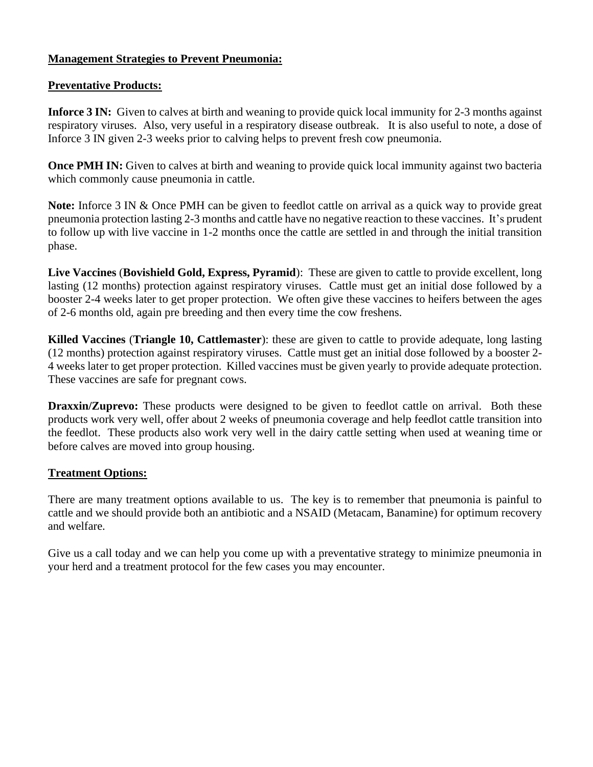## **Management Strategies to Prevent Pneumonia:**

### **Preventative Products:**

**Inforce 3 IN:** Given to calves at birth and weaning to provide quick local immunity for 2-3 months against respiratory viruses. Also, very useful in a respiratory disease outbreak. It is also useful to note, a dose of Inforce 3 IN given 2-3 weeks prior to calving helps to prevent fresh cow pneumonia.

**Once PMH IN:** Given to calves at birth and weaning to provide quick local immunity against two bacteria which commonly cause pneumonia in cattle.

**Note:** Inforce 3 IN & Once PMH can be given to feedlot cattle on arrival as a quick way to provide great pneumonia protection lasting 2-3 months and cattle have no negative reaction to these vaccines. It's prudent to follow up with live vaccine in 1-2 months once the cattle are settled in and through the initial transition phase.

**Live Vaccines** (**Bovishield Gold, Express, Pyramid**): These are given to cattle to provide excellent, long lasting (12 months) protection against respiratory viruses. Cattle must get an initial dose followed by a booster 2-4 weeks later to get proper protection. We often give these vaccines to heifers between the ages of 2-6 months old, again pre breeding and then every time the cow freshens.

**Killed Vaccines** (**Triangle 10, Cattlemaster**): these are given to cattle to provide adequate, long lasting (12 months) protection against respiratory viruses. Cattle must get an initial dose followed by a booster 2-4 weeks later to get proper protection. Killed vaccines must be given yearly to provide adequate protection. These vaccines are safe for pregnant cows.

**Draxxin/Zuprevo:** These products were designed to be given to feedlot cattle on arrival. Both these products work very well, offer about 2 weeks of pneumonia coverage and help feedlot cattle transition into the feedlot. These products also work very well in the dairy cattle setting when used at weaning time or before calves are moved into group housing.

### **Treatment Options:**

There are many treatment options available to us. The key is to remember that pneumonia is painful to cattle and we should provide both an antibiotic and a NSAID (Metacam, Banamine) for optimum recovery and welfare.

Give us a call today and we can help you come up with a preventative strategy to minimize pneumonia in your herd and a treatment protocol for the few cases you may encounter.